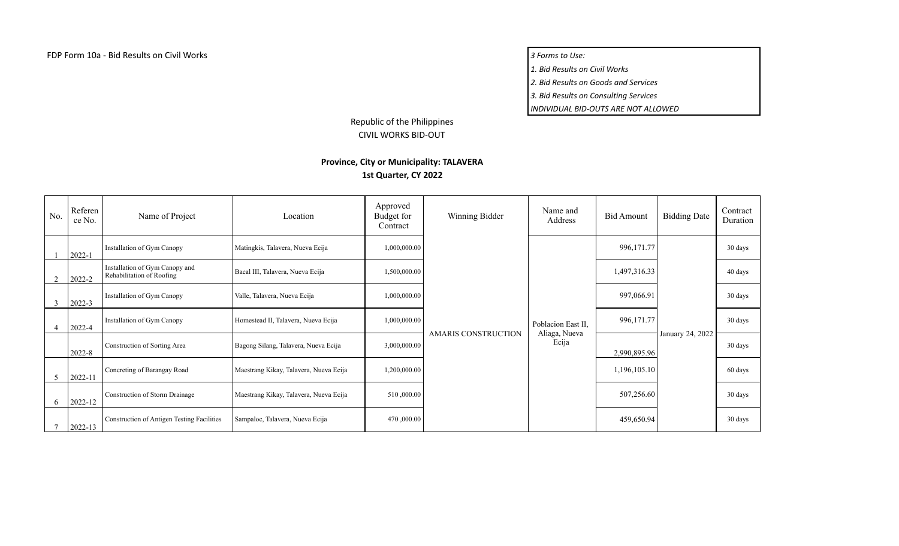FDP Form 10a - Bid Results on Civil Works

*3 Forms to Use:*
*1. Bid Results on Civil Works*
*2. Bid Results on Goods and Services*
*3. Bid Results on Consulting Services*
*INDIVIDUAL BID-OUTS ARE NOT ALLOWED*

Republic of the Philippines
CIVIL WORKS BID-OUT

**Province, City or Municipality: TALAVERA**
**1st Quarter, CY 2022**

| No. | Reference No. | Name of Project | Location | Approved Budget for Contract | Winning Bidder | Name and Address | Bid Amount | Bidding Date | Contract Duration |
|---|---|---|---|---|---|---|---|---|---|
| 1 | 2022-1 | Installation of Gym Canopy | Matingkis, Talavera, Nueva Ecija | 1,000,000.00 | AMARIS CONSTRUCTION | Poblacion East II, Aliaga, Nueva Ecija | 996,171.77 | January 24, 2022 | 30 days |
| 2 | 2022-2 | Installation of Gym Canopy and Rehabilitation of Roofing | Bacal III, Talavera, Nueva Ecija | 1,500,000.00 | | | 1,497,316.33 | | 40 days |
| 3 | 2022-3 | Installation of Gym Canopy | Valle, Talavera, Nueva Ecija | 1,000,000.00 | | | 997,066.91 | | 30 days |
| 4 | 2022-4 | Installation of Gym Canopy | Homestead II, Talavera, Nueva Ecija | 1,000,000.00 | | | 996,171.77 | | 30 days |
| | 2022-8 | Construction of Sorting Area | Bagong Silang, Talavera, Nueva Ecija | 3,000,000.00 | | | 2,990,895.96 | | 30 days |
| 5 | 2022-11 | Concreting of Barangay Road | Maestrang Kikay, Talavera, Nueva Ecija | 1,200,000.00 | | | 1,196,105.10 | | 60 days |
| 6 | 2022-12 | Construction of Storm Drainage | Maestrang Kikay, Talavera, Nueva Ecija | 510 ,000.00 | | | 507,256.60 | | 30 days |
| 7 | 2022-13 | Construction of Antigen Testing Facilities | Sampaloc, Talavera, Nueva Ecija | 470 ,000.00 | | | 459,650.94 | | 30 days |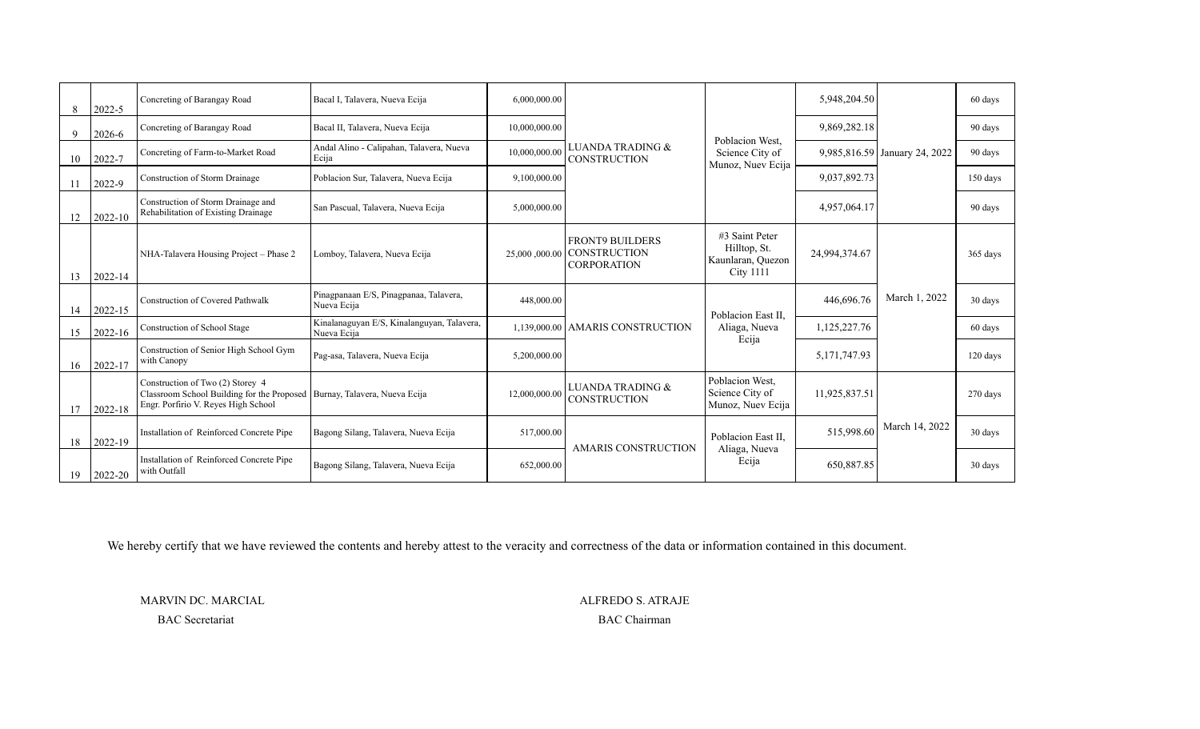| | | | | | | | | | |
|---|---|---|---|---|---|---|---|---|---|
| 8 | 2022-5 | Concreting of Barangay Road | Bacal I, Talavera, Nueva Ecija | 6,000,000.00 | LUANDA TRADING & CONSTRUCTION | Poblacion West, Science City of Munoz, Nuev Ecija | 5,948,204.50 | January 24, 2022 | 60 days |
| 9 | 2026-6 | Concreting of Barangay Road | Bacal II, Talavera, Nueva Ecija | 10,000,000.00 | | | 9,869,282.18 | | 90 days |
| 10 | 2022-7 | Concreting of Farm-to-Market Road | Andal Alino - Calipahan, Talavera, Nueva Ecija | 10,000,000.00 | | | 9,985,816.59 | | 90 days |
| 11 | 2022-9 | Construction of Storm Drainage | Poblacion Sur, Talavera, Nueva Ecija | 9,100,000.00 | | | 9,037,892.73 | | 150 days |
| 12 | 2022-10 | Construction of Storm Drainage and Rehabilitation of Existing Drainage | San Pascual, Talavera, Nueva Ecija | 5,000,000.00 | | | 4,957,064.17 | | 90 days |
| 13 | 2022-14 | NHA-Talavera Housing Project – Phase 2 | Lomboy, Talavera, Nueva Ecija | 25,000 ,000.00 | FRONT9 BUILDERS CONSTRUCTION CORPORATION | #3 Saint Peter Hilltop, St. Kaunlaran, Quezon City 1111 | 24,994,374.67 | March 1, 2022 | 365 days |
| 14 | 2022-15 | Construction of Covered Pathwalk | Pinagpanaan E/S, Pinagpanaa, Talavera, Nueva Ecija | 448,000.00 | AMARIS CONSTRUCTION | Poblacion East II, Aliaga, Nueva Ecija | 446,696.76 | | 30 days |
| 15 | 2022-16 | Construction of School Stage | Kinalanaguyan E/S, Kinalanguyan, Talavera, Nueva Ecija | 1,139,000.00 | | | 1,125,227.76 | | 60 days |
| 16 | 2022-17 | Construction of Senior High School Gym with Canopy | Pag-asa, Talavera, Nueva Ecija | 5,200,000.00 | | | 5,171,747.93 | | 120 days |
| 17 | 2022-18 | Construction of Two (2) Storey 4 Classroom School Building for the Proposed Engr. Porfirio V. Reyes High School | Burnay, Talavera, Nueva Ecija | 12,000,000.00 | LUANDA TRADING & CONSTRUCTION | Poblacion West, Science City of Munoz, Nuev Ecija | 11,925,837.51 | March 14, 2022 | 270 days |
| 18 | 2022-19 | Installation of Reinforced Concrete Pipe | Bagong Silang, Talavera, Nueva Ecija | 517,000.00 | AMARIS CONSTRUCTION | Poblacion East II, Aliaga, Nueva Ecija | 515,998.60 | | 30 days |
| 19 | 2022-20 | Installation of Reinforced Concrete Pipe with Outfall | Bagong Silang, Talavera, Nueva Ecija | 652,000.00 | | | 650,887.85 | | 30 days |

We hereby certify that we have reviewed the contents and hereby attest to the veracity and correctness of the data or information contained in this document.

MARVIN DC. MARCIAL
BAC Secretariat

ALFREDO S. ATRAJE
BAC Chairman